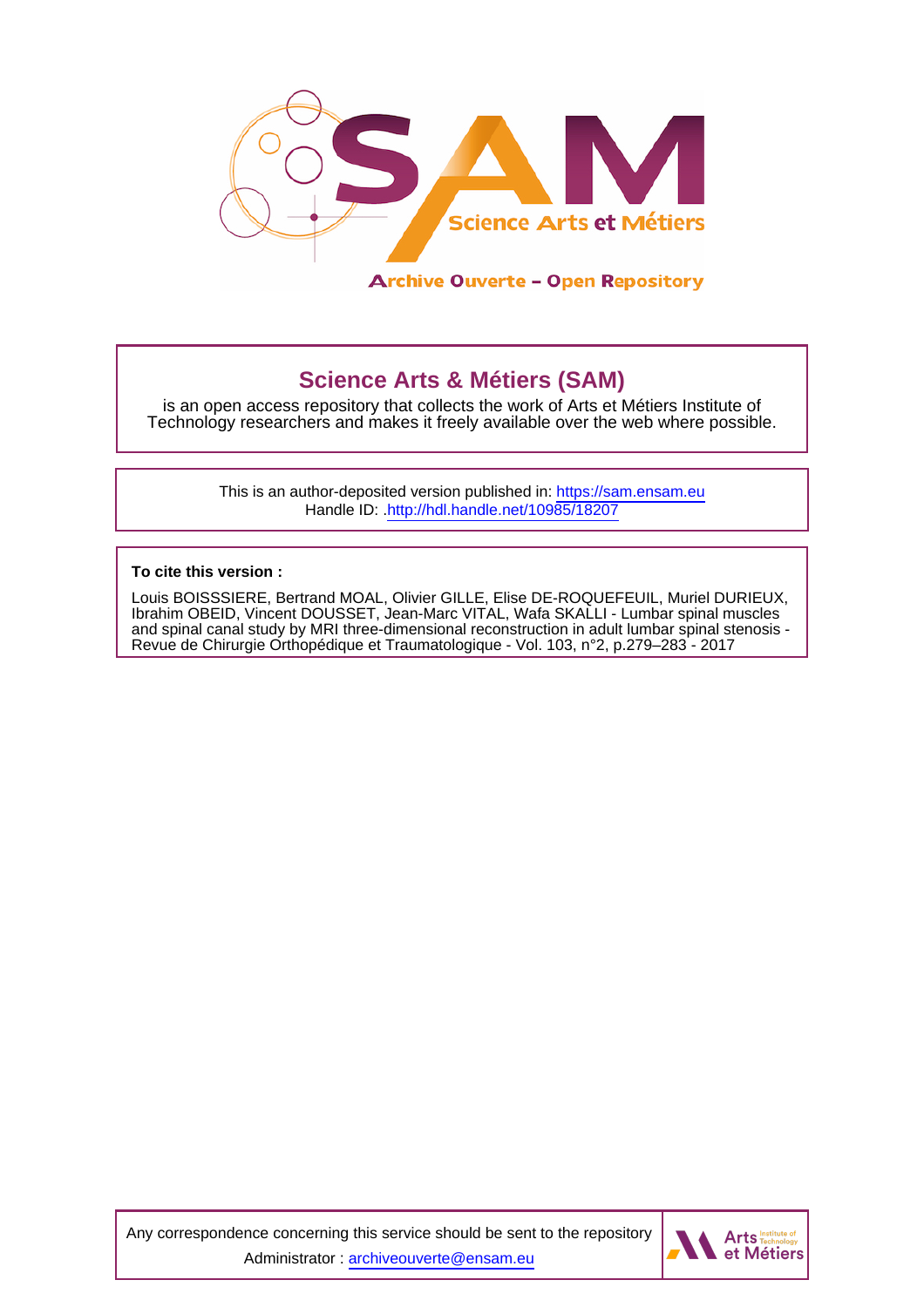# Science Arts & Métiers (SAM)

is an open access repository that collects the work of Arts et Métiers Institute of Technology researchers and makes it freely available over the web where possible.

This is an author-deposited version published in: https://sam.ensam.eu
Handle ID: .http://hdl.handle.net/10985/18207

**To cite this version :**

Louis BOISSSIERE, Bertrand MOAL, Olivier GILLE, Elise DE-ROQUEFEUIL, Muriel DURIEUX, Ibrahim OBEID, Vincent DOUSSET, Jean-Marc VITAL, Wafa SKALLI - Lumbar spinal muscles and spinal canal study by MRI three-dimensional reconstruction in adult lumbar spinal stenosis - Revue de Chirurgie Orthopédique et Traumatologique - Vol. 103, n°2, p.279–283 - 2017

Any correspondence concerning this service should be sent to the repository Administrator : archiveouverte@ensam.eu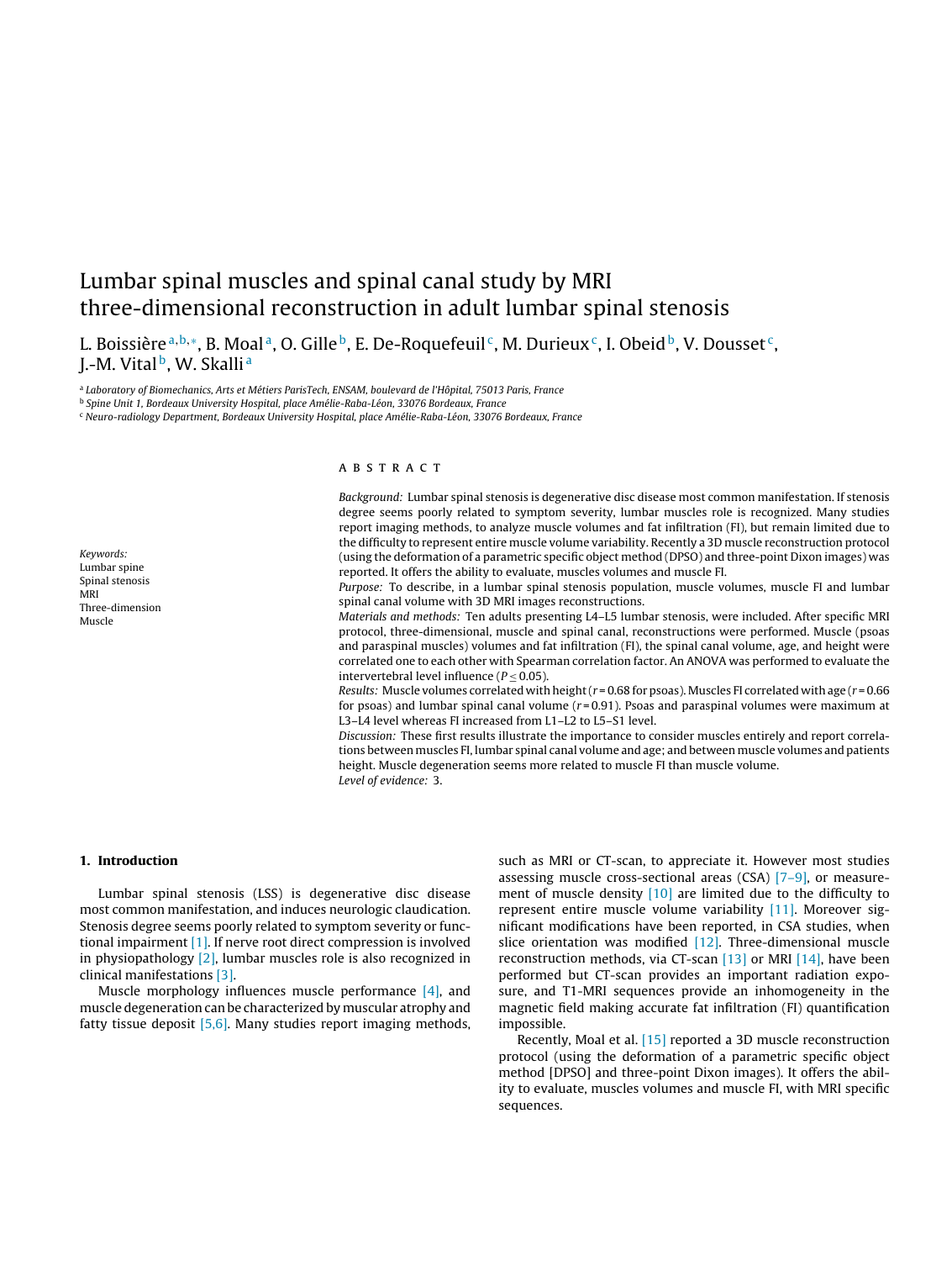# Lumbar spinal muscles and spinal canal study by MRI three-dimensional reconstruction in adult lumbar spinal stenosis

L. Boissière [a,b,*], B. Moal [a], O. Gille [b], E. De-Roquefeuil [c], M. Durieux [c], I. Obeid [b], V. Dousset [c], J.-M. Vital [b], W. Skalli [a]

[a] Laboratory of Biomechanics, Arts et Métiers ParisTech, ENSAM, boulevard de l'Hôpital, 75013 Paris, France
[b] Spine Unit 1, Bordeaux University Hospital, place Amélie-Raba-Léon, 33076 Bordeaux, France
[c] Neuro-radiology Department, Bordeaux University Hospital, place Amélie-Raba-Léon, 33076 Bordeaux, France

*Keywords:*
Lumbar spine
Spinal stenosis
MRI
Three-dimension
Muscle

## ABSTRACT

*Background:* Lumbar spinal stenosis is degenerative disc disease most common manifestation. If stenosis degree seems poorly related to symptom severity, lumbar muscles role is recognized. Many studies report imaging methods, to analyze muscle volumes and fat infiltration (FI), but remain limited due to the difficulty to represent entire muscle volume variability. Recently a 3D muscle reconstruction protocol (using the deformation of a parametric specific object method (DPSO) and three-point Dixon images) was reported. It offers the ability to evaluate, muscles volumes and muscle FI.

*Purpose:* To describe, in a lumbar spinal stenosis population, muscle volumes, muscle FI and lumbar spinal canal volume with 3D MRI images reconstructions.

*Materials and methods:* Ten adults presenting L4–L5 lumbar stenosis, were included. After specific MRI protocol, three-dimensional, muscle and spinal canal, reconstructions were performed. Muscle (psoas and paraspinal muscles) volumes and fat infiltration (FI), the spinal canal volume, age, and height were correlated one to each other with Spearman correlation factor. An ANOVA was performed to evaluate the intervertebral level influence ($P \leq 0.05$).

*Results:* Muscle volumes correlated with height ($r = 0.68$ for psoas). Muscles FI correlated with age ($r = 0.66$ for psoas) and lumbar spinal canal volume ($r = 0.91$). Psoas and paraspinal volumes were maximum at L3–L4 level whereas FI increased from L1–L2 to L5–S1 level.

*Discussion:* These first results illustrate the importance to consider muscles entirely and report correlations between muscles FI, lumbar spinal canal volume and age; and between muscle volumes and patients height. Muscle degeneration seems more related to muscle FI than muscle volume.

*Level of evidence:* 3.

## 1. Introduction

Lumbar spinal stenosis (LSS) is degenerative disc disease most common manifestation, and induces neurologic claudication. Stenosis degree seems poorly related to symptom severity or functional impairment [1]. If nerve root direct compression is involved in physiopathology [2], lumbar muscles role is also recognized in clinical manifestations [3].

Muscle morphology influences muscle performance [4], and muscle degeneration can be characterized by muscular atrophy and fatty tissue deposit [5,6]. Many studies report imaging methods, such as MRI or CT-scan, to appreciate it. However most studies assessing muscle cross-sectional areas (CSA) [7–9], or measurement of muscle density [10] are limited due to the difficulty to represent entire muscle volume variability [11]. Moreover significant modifications have been reported, in CSA studies, when slice orientation was modified [12]. Three-dimensional muscle reconstruction methods, via CT-scan [13] or MRI [14], have been performed but CT-scan provides an important radiation exposure, and T1-MRI sequences provide an inhomogeneity in the magnetic field making accurate fat infiltration (FI) quantification impossible.

Recently, Moal et al. [15] reported a 3D muscle reconstruction protocol (using the deformation of a parametric specific object method [DPSO] and three-point Dixon images). It offers the ability to evaluate, muscles volumes and muscle FI, with MRI specific sequences.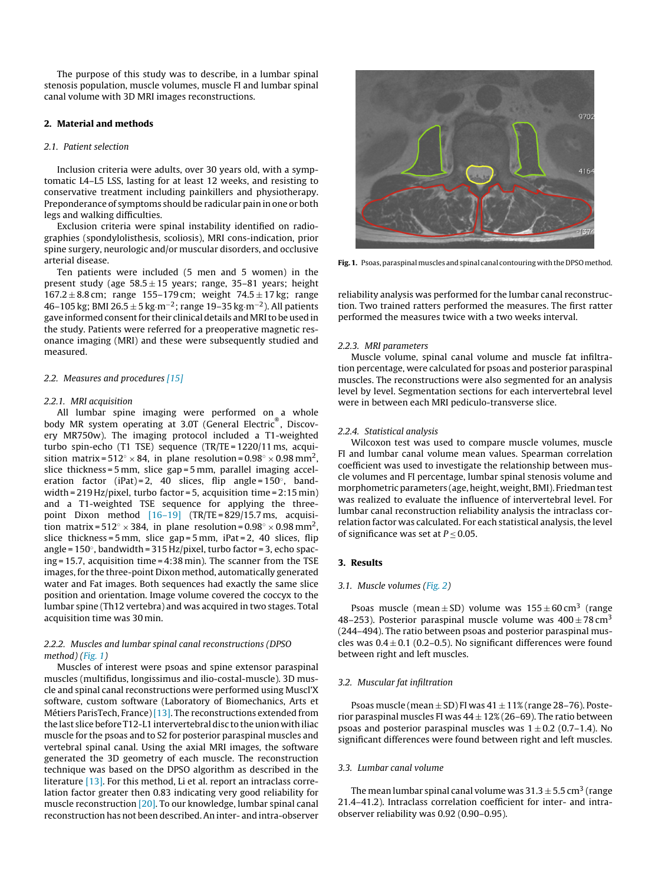The purpose of this study was to describe, in a lumbar spinal stenosis population, muscle volumes, muscle FI and lumbar spinal canal volume with 3D MRI images reconstructions.

## 2. Material and methods

### 2.1. Patient selection

Inclusion criteria were adults, over 30 years old, with a symptomatic L4–L5 LSS, lasting for at least 12 weeks, and resisting to conservative treatment including painkillers and physiotherapy. Preponderance of symptoms should be radicular pain in one or both legs and walking difficulties.

Exclusion criteria were spinal instability identified on radiographies (spondylolisthesis, scoliosis), MRI cons-indication, prior spine surgery, neurologic and/or muscular disorders, and occlusive arterial disease.

Ten patients were included (5 men and 5 women) in the present study (age 58.5 ± 15 years; range, 35–81 years; height 167.2 ± 8.8 cm; range 155–179 cm; weight 74.5 ± 17 kg; range 46–105 kg; BMI 26.5 ± 5 kg·m$^{-2}$; range 19–35 kg·m$^{-2}$). All patients gave informed consent for their clinical details and MRI to be used in the study. Patients were referred for a preoperative magnetic resonance imaging (MRI) and these were subsequently studied and measured.

### 2.2. Measures and procedures [15]

#### 2.2.1. MRI acquisition

All lumbar spine imaging were performed on a whole body MR system operating at 3.0T (General Electric®, Discovery MR750w). The imaging protocol included a T1-weighted turbo spin-echo (T1 TSE) sequence (TR/TE = 1220/11 ms, acquisition matrix = 512° × 84, in plane resolution = 0.98° × 0.98 mm$^2$, slice thickness = 5 mm, slice gap = 5 mm, parallel imaging acceleration factor (iPat) = 2, 40 slices, flip angle = 150°, bandwidth = 219 Hz/pixel, turbo factor = 5, acquisition time = 2:15 min) and a T1-weighted TSE sequence for applying the three-point Dixon method [16–19] (TR/TE = 829/15.7 ms, acquisition matrix = 512° × 384, in plane resolution = 0.98° × 0.98 mm$^2$, slice thickness = 5 mm, slice gap = 5 mm, iPat = 2, 40 slices, flip angle = 150°, bandwidth = 315 Hz/pixel, turbo factor = 3, echo spacing = 15.7, acquisition time = 4:38 min). The scanner from the TSE images, for the three-point Dixon method, automatically generated water and Fat images. Both sequences had exactly the same slice position and orientation. Image volume covered the coccyx to the lumbar spine (Th12 vertebra) and was acquired in two stages. Total acquisition time was 30 min.

#### 2.2.2. Muscles and lumbar spinal canal reconstructions (DPSO method) (Fig. 1)

Muscles of interest were psoas and spine extensor paraspinal muscles (multifidus, longissimus and ilio-costal-muscle). 3D muscle and spinal canal reconstructions were performed using Muscl'X software, custom software (Laboratory of Biomechanics, Arts et Métiers ParisTech, France) [13]. The reconstructions extended from the last slice before T12-L1 intervertebral disc to the union with iliac muscle for the psoas and to S2 for posterior paraspinal muscles and vertebral spinal canal. Using the axial MRI images, the software generated the 3D geometry of each muscle. The reconstruction technique was based on the DPSO algorithm as described in the literature [13]. For this method, Li et al. report an intraclass correlation factor greater then 0.83 indicating very good reliability for muscle reconstruction [20]. To our knowledge, lumbar spinal canal reconstruction has not been described. An inter- and intra-observer reliability analysis was performed for the lumbar canal reconstruction. Two trained ratters performed the measures. The first ratter performed the measures twice with a two weeks interval.

**Fig. 1.** Psoas, paraspinal muscles and spinal canal contouring with the DPSO method.

#### 2.2.3. MRI parameters

Muscle volume, spinal canal volume and muscle fat infiltration percentage, were calculated for psoas and posterior paraspinal muscles. The reconstructions were also segmented for an analysis level by level. Segmentation sections for each intervertebral level were in between each MRI pediculo-transverse slice.

#### 2.2.4. Statistical analysis

Wilcoxon test was used to compare muscle volumes, muscle FI and lumbar canal volume mean values. Spearman correlation coefficient was used to investigate the relationship between muscle volumes and FI percentage, lumbar spinal stenosis volume and morphometric parameters (age, height, weight, BMI). Friedman test was realized to evaluate the influence of intervertebral level. For lumbar canal reconstruction reliability analysis the intraclass correlation factor was calculated. For each statistical analysis, the level of significance was set at $P \leq 0.05$.

## 3. Results

### 3.1. Muscle volumes (Fig. 2)

Psoas muscle (mean ± SD) volume was 155 ± 60 cm$^3$ (range 48–253). Posterior paraspinal muscle volume was 400 ± 78 cm$^3$ (244–494). The ratio between psoas and posterior paraspinal muscles was 0.4 ± 0.1 (0.2–0.5). No significant differences were found between right and left muscles.

### 3.2. Muscular fat infiltration

Psoas muscle (mean ± SD) FI was 41 ± 11% (range 28–76). Posterior paraspinal muscles FI was 44 ± 12% (26–69). The ratio between psoas and posterior paraspinal muscles was 1 ± 0.2 (0.7–1.4). No significant differences were found between right and left muscles.

### 3.3. Lumbar canal volume

The mean lumbar spinal canal volume was 31.3 ± 5.5 cm$^3$ (range 21.4–41.2). Intraclass correlation coefficient for inter- and intra-observer reliability was 0.92 (0.90–0.95).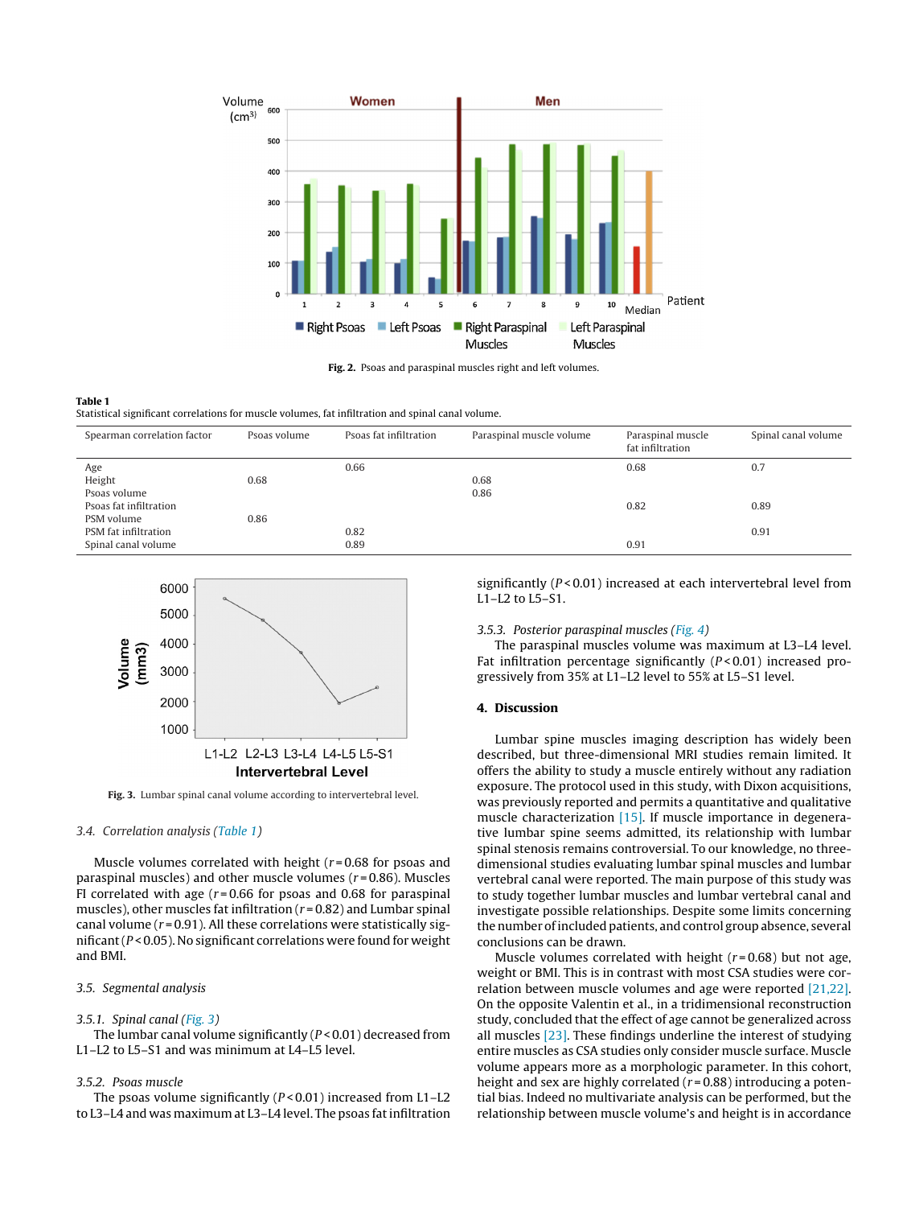**Fig. 2.** Psoas and paraspinal muscles right and left volumes.

**Table 1**
Statistical significant correlations for muscle volumes, fat infiltration and spinal canal volume.

| Spearman correlation factor | Psoas volume | Psoas fat infiltration | Paraspinal muscle volume | Paraspinal muscle fat infiltration | Spinal canal volume |
|---|---|---|---|---|---|
| Age | | 0.66 | | 0.68 | 0.7 |
| Height | 0.68 | | 0.68 | | |
| Psoas volume | | | 0.86 | | |
| Psoas fat infiltration | | | | 0.82 | 0.89 |
| PSM volume | 0.86 | | | | |
| PSM fat infiltration | | 0.82 | | | 0.91 |
| Spinal canal volume | | 0.89 | | 0.91 | |

**Fig. 3.** Lumbar spinal canal volume according to intervertebral level.

### 3.4. *Correlation analysis (Table 1)*

Muscle volumes correlated with height ($r = 0.68$ for psoas and paraspinal muscles) and other muscle volumes ($r = 0.86$). Muscles FI correlated with age ($r = 0.66$ for psoas and 0.68 for paraspinal muscles), other muscles fat infiltration ($r = 0.82$) and Lumbar spinal canal volume ($r = 0.91$). All these correlations were statistically significant ($P < 0.05$). No significant correlations were found for weight and BMI.

### 3.5. *Segmental analysis*

#### 3.5.1. *Spinal canal (Fig. 3)*

The lumbar canal volume significantly ($P < 0.01$) decreased from L1–L2 to L5–S1 and was minimum at L4–L5 level.

#### 3.5.2. *Psoas muscle*

The psoas volume significantly ($P < 0.01$) increased from L1–L2 to L3–L4 and was maximum at L3–L4 level. The psoas fat infiltration significantly ($P < 0.01$) increased at each intervertebral level from L1–L2 to L5–S1.

#### 3.5.3. *Posterior paraspinal muscles (Fig. 4)*

The paraspinal muscles volume was maximum at L3–L4 level. Fat infiltration percentage significantly ($P < 0.01$) increased progressively from 35% at L1–L2 level to 55% at L5–S1 level.

## 4. Discussion

Lumbar spine muscles imaging description has widely been described, but three-dimensional MRI studies remain limited. It offers the ability to study a muscle entirely without any radiation exposure. The protocol used in this study, with Dixon acquisitions, was previously reported and permits a quantitative and qualitative muscle characterization [15]. If muscle importance in degenerative lumbar spine seems admitted, its relationship with lumbar spinal stenosis remains controversial. To our knowledge, no three-dimensional studies evaluating lumbar spinal muscles and lumbar vertebral canal were reported. The main purpose of this study was to study together lumbar muscles and lumbar vertebral canal and investigate possible relationships. Despite some limits concerning the number of included patients, and control group absence, several conclusions can be drawn.

Muscle volumes correlated with height ($r = 0.68$) but not age, weight or BMI. This is in contrast with most CSA studies were correlation between muscle volumes and age were reported [21,22]. On the opposite Valentin et al., in a tridimensional reconstruction study, concluded that the effect of age cannot be generalized across all muscles [23]. These findings underline the interest of studying entire muscles as CSA studies only consider muscle surface. Muscle volume appears more as a morphologic parameter. In this cohort, height and sex are highly correlated ($r = 0.88$) introducing a potential bias. Indeed no multivariate analysis can be performed, but the relationship between muscle volume's and height is in accordance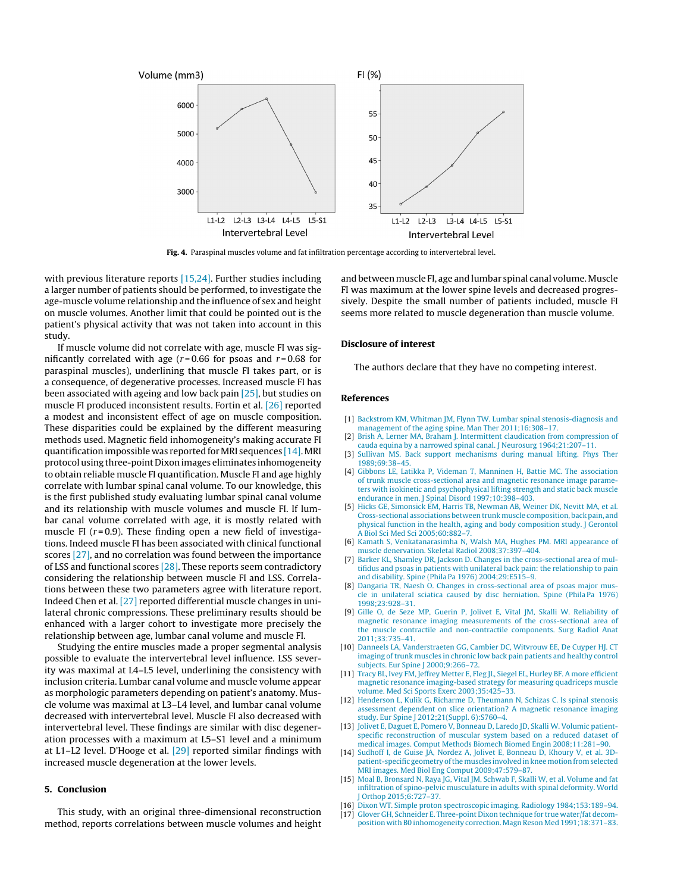Fig. 4. Paraspinal muscles volume and fat infiltration percentage according to intervertebral level.

with previous literature reports [15,24]. Further studies including a larger number of patients should be performed, to investigate the age-muscle volume relationship and the influence of sex and height on muscle volumes. Another limit that could be pointed out is the patient's physical activity that was not taken into account in this study.

If muscle volume did not correlate with age, muscle FI was significantly correlated with age ($r = 0.66$ for psoas and $r = 0.68$ for paraspinal muscles), underlining that muscle FI takes part, or is a consequence, of degenerative processes. Increased muscle FI has been associated with ageing and low back pain [25], but studies on muscle FI produced inconsistent results. Fortin et al. [26] reported a modest and inconsistent effect of age on muscle composition. These disparities could be explained by the different measuring methods used. Magnetic field inhomogeneity's making accurate FI quantification impossible was reported for MRI sequences [14]. MRI protocol using three-point Dixon images eliminates inhomogeneity to obtain reliable muscle FI quantification. Muscle FI and age highly correlate with lumbar spinal canal volume. To our knowledge, this is the first published study evaluating lumbar spinal canal volume and its relationship with muscle volumes and muscle FI. If lumbar canal volume correlated with age, it is mostly related with muscle FI ($r = 0.9$). These finding open a new field of investigations. Indeed muscle FI has been associated with clinical functional scores [27], and no correlation was found between the importance of LSS and functional scores [28]. These reports seem contradictory considering the relationship between muscle FI and LSS. Correlations between these two parameters agree with literature report. Indeed Chen et al. [27] reported differential muscle changes in unilateral chronic compressions. These preliminary results should be enhanced with a larger cohort to investigate more precisely the relationship between age, lumbar canal volume and muscle FI.

Studying the entire muscles made a proper segmental analysis possible to evaluate the intervertebral level influence. LSS severity was maximal at L4–L5 level, underlining the consistency with inclusion criteria. Lumbar canal volume and muscle volume appear as morphologic parameters depending on patient's anatomy. Muscle volume was maximal at L3–L4 level, and lumbar canal volume decreased with intervertebral level. Muscle FI also decreased with intervertebral level. These findings are similar with disc degeneration processes with a maximum at L5–S1 level and a minimum at L1–L2 level. D'Hooge et al. [29] reported similar findings with increased muscle degeneration at the lower levels.

## 5. Conclusion

This study, with an original three-dimensional reconstruction method, reports correlations between muscle volumes and height and between muscle FI, age and lumbar spinal canal volume. Muscle FI was maximum at the lower spine levels and decreased progressively. Despite the small number of patients included, muscle FI seems more related to muscle degeneration than muscle volume.

## Disclosure of interest

The authors declare that they have no competing interest.

## References

[1] Backstrom KM, Whitman JM, Flynn TW. Lumbar spinal stenosis-diagnosis and management of the aging spine. Man Ther 2011;16:308–17.
[2] Brish A, Lerner MA, Braham J. Intermittent claudication from compression of cauda equina by a narrowed spinal canal. J Neurosurg 1964;21:207–11.
[3] Sullivan MS. Back support mechanisms during manual lifting. Phys Ther 1989;69:38–45.
[4] Gibbons LE, Latikka P, Videman T, Manninen H, Battie MC. The association of trunk muscle cross-sectional area and magnetic resonance image parameters with isokinetic and psychophysical lifting strength and static back muscle endurance in men. J Spinal Disord 1997;10:398–403.
[5] Hicks GE, Simonsick EM, Harris TB, Newman AB, Weiner DK, Nevitt MA, et al. Cross-sectional associations between trunk muscle composition, back pain, and physical function in the health, aging and body composition study. J Gerontol A Biol Sci Med Sci 2005;60:882–7.
[6] Kamath S, Venkatanarasimha N, Walsh MA, Hughes PM. MRI appearance of muscle denervation. Skeletal Radiol 2008;37:397–404.
[7] Barker KL, Shamley DR, Jackson D. Changes in the cross-sectional area of multifidus and psoas in patients with unilateral back pain: the relationship to pain and disability. Spine (Phila Pa 1976) 2004;29:E515–9.
[8] Dangaria TR, Naesh O. Changes in cross-sectional area of psoas major muscle in unilateral sciatica caused by disc herniation. Spine (Phila Pa 1976) 1998;23:928–31.
[9] Gille O, de Seze MP, Guerin P, Jolivet E, Vital JM, Skalli W. Reliability of magnetic resonance imaging measurements of the cross-sectional area of the muscle contractile and non-contractile components. Surg Radiol Anat 2011;33:735–41.
[10] Danneels LA, Vanderstraeten GG, Cambier DC, Witvrouw EE, De Cuyper HJ. CT imaging of trunk muscles in chronic low back pain patients and healthy control subjects. Eur Spine J 2000;9:266–72.
[11] Tracy BL, Ivey FM, Jeffrey Metter E, Fleg JL, Siegel EL, Hurley BF. A more efficient magnetic resonance imaging-based strategy for measuring quadriceps muscle volume. Med Sci Sports Exerc 2003;35:425–33.
[12] Henderson L, Kulik G, Richarme D, Theumann N, Schizas C. Is spinal stenosis assessment dependent on slice orientation? A magnetic resonance imaging study. Eur Spine J 2012;21(Suppl. 6):S760–4.
[13] Jolivet E, Daguet E, Pomero V, Bonneau D, Laredo JD, Skalli W. Volumic patient-specific reconstruction of muscular system based on a reduced dataset of medical images. Comput Methods Biomech Biomed Engin 2008;11:281–90.
[14] Sudhoff I, de Guise JA, Nordez A, Jolivet E, Bonneau D, Khoury V, et al. 3D-patient-specific geometry of the muscles involved in knee motion from selected MRI images. Med Biol Eng Comput 2009;47:579–87.
[15] Moal B, Bronsard N, Raya JG, Vital JM, Schwab F, Skalli W, et al. Volume and fat infiltration of spino-pelvic musculature in adults with spinal deformity. World J Orthop 2015;6:727–37.
[16] Dixon WT. Simple proton spectroscopic imaging. Radiology 1984;153:189–94.
[17] Glover GH, Schneider E. Three-point Dixon technique for true water/fat decomposition with B0 inhomogeneity correction. Magn Reson Med 1991;18:371–83.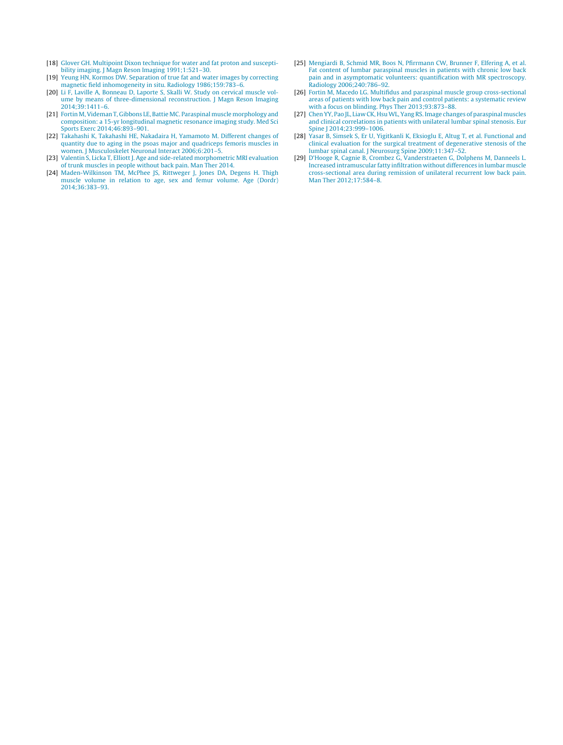[18] Glover GH. Multipoint Dixon technique for water and fat proton and susceptibility imaging. J Magn Reson Imaging 1991;1:521–30.

[19] Yeung HN, Kormos DW. Separation of true fat and water images by correcting magnetic field inhomogeneity in situ. Radiology 1986;159:783–6.

[20] Li F, Laville A, Bonneau D, Laporte S, Skalli W. Study on cervical muscle volume by means of three-dimensional reconstruction. J Magn Reson Imaging 2014;39:1411–6.

[21] Fortin M, Videman T, Gibbons LE, Battie MC. Paraspinal muscle morphology and composition: a 15-yr longitudinal magnetic resonance imaging study. Med Sci Sports Exerc 2014;46:893–901.

[22] Takahashi K, Takahashi HE, Nakadaira H, Yamamoto M. Different changes of quantity due to aging in the psoas major and quadriceps femoris muscles in women. J Musculoskelet Neuronal Interact 2006;6:201–5.

[23] Valentin S, Licka T, Elliott J. Age and side-related morphometric MRI evaluation of trunk muscles in people without back pain. Man Ther 2014.

[24] Maden-Wilkinson TM, McPhee JS, Rittweger J, Jones DA, Degens H. Thigh muscle volume in relation to age, sex and femur volume. Age (Dordr) 2014;36:383–93.

[25] Mengiardi B, Schmid MR, Boos N, Pfirrmann CW, Brunner F, Elfering A, et al. Fat content of lumbar paraspinal muscles in patients with chronic low back pain and in asymptomatic volunteers: quantification with MR spectroscopy. Radiology 2006;240:786–92.

[26] Fortin M, Macedo LG. Multifidus and paraspinal muscle group cross-sectional areas of patients with low back pain and control patients: a systematic review with a focus on blinding. Phys Ther 2013;93:873–88.

[27] Chen YY, Pao JL, Liaw CK, Hsu WL, Yang RS. Image changes of paraspinal muscles and clinical correlations in patients with unilateral lumbar spinal stenosis. Eur Spine J 2014;23:999–1006.

[28] Yasar B, Simsek S, Er U, Yigitkanli K, Eksioglu E, Altug T, et al. Functional and clinical evaluation for the surgical treatment of degenerative stenosis of the lumbar spinal canal. J Neurosurg Spine 2009;11:347–52.

[29] D'Hooge R, Cagnie B, Crombez G, Vanderstraeten G, Dolphens M, Danneels L. Increased intramuscular fatty infiltration without differences in lumbar muscle cross-sectional area during remission of unilateral recurrent low back pain. Man Ther 2012;17:584–8.